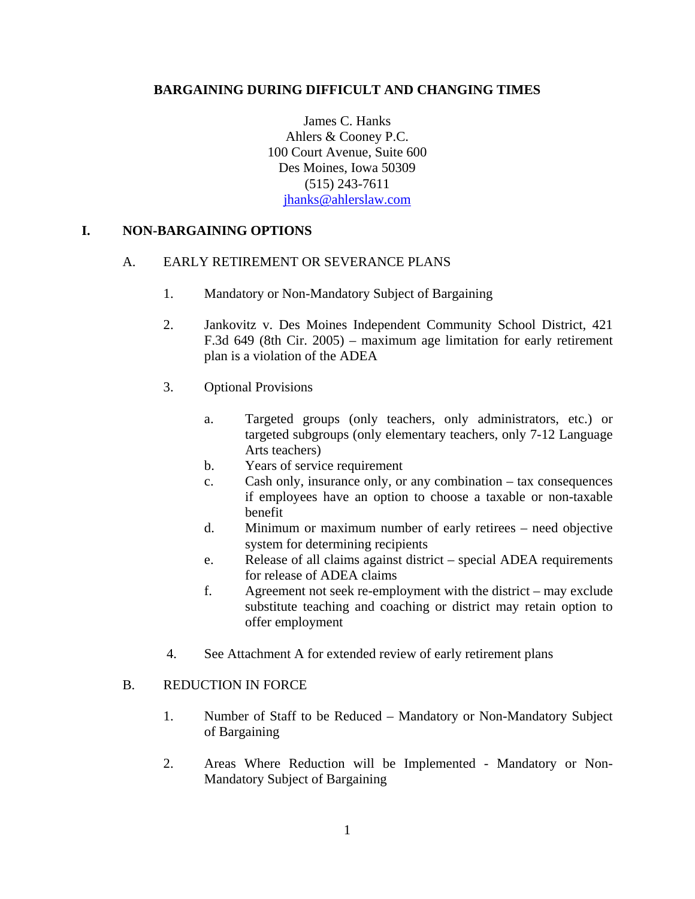# BARGAINING DURING DIFFICULT AND CHANGING TIMES

James C. Hanks
Ahlers & Cooney P.C.
100 Court Avenue, Suite 600
Des Moines, Iowa 50309
(515) 243-7611
jhanks@ahlerslaw.com

## I. NON-BARGAINING OPTIONS

### A. EARLY RETIREMENT OR SEVERANCE PLANS

1. Mandatory or Non-Mandatory Subject of Bargaining

2. Jankovitz v. Des Moines Independent Community School District, 421 F.3d 649 (8th Cir. 2005) – maximum age limitation for early retirement plan is a violation of the ADEA

3. Optional Provisions

   a. Targeted groups (only teachers, only administrators, etc.) or targeted subgroups (only elementary teachers, only 7-12 Language Arts teachers)
   b. Years of service requirement
   c. Cash only, insurance only, or any combination – tax consequences if employees have an option to choose a taxable or non-taxable benefit
   d. Minimum or maximum number of early retirees – need objective system for determining recipients
   e. Release of all claims against district – special ADEA requirements for release of ADEA claims
   f. Agreement not seek re-employment with the district – may exclude substitute teaching and coaching or district may retain option to offer employment

4. See Attachment A for extended review of early retirement plans

### B. REDUCTION IN FORCE

1. Number of Staff to be Reduced – Mandatory or Non-Mandatory Subject of Bargaining

2. Areas Where Reduction will be Implemented - Mandatory or Non-Mandatory Subject of Bargaining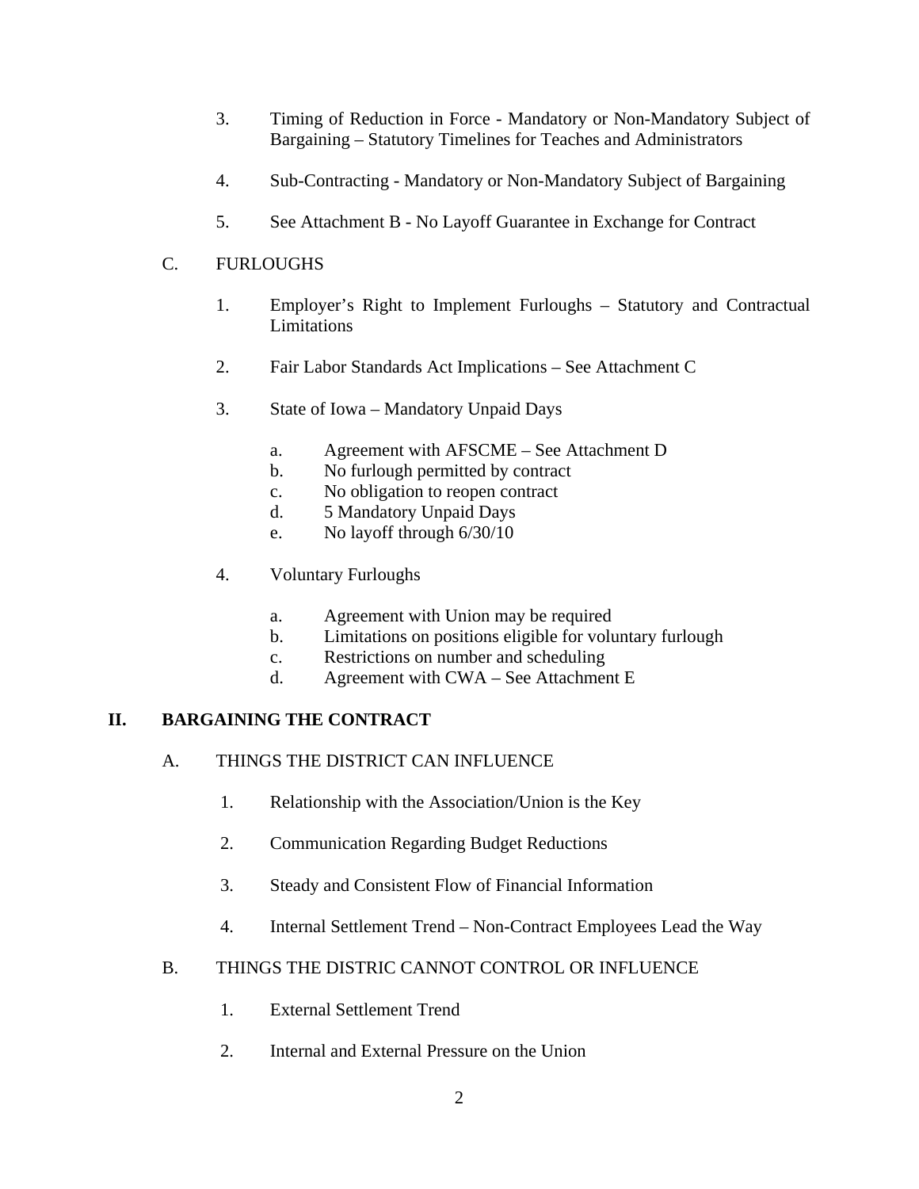3. Timing of Reduction in Force - Mandatory or Non-Mandatory Subject of Bargaining – Statutory Timelines for Teaches and Administrators

4. Sub-Contracting - Mandatory or Non-Mandatory Subject of Bargaining

5. See Attachment B - No Layoff Guarantee in Exchange for Contract

C. FURLOUGHS

1. Employer's Right to Implement Furloughs – Statutory and Contractual Limitations

2. Fair Labor Standards Act Implications – See Attachment C

3. State of Iowa – Mandatory Unpaid Days

   a. Agreement with AFSCME – See Attachment D
   b. No furlough permitted by contract
   c. No obligation to reopen contract
   d. 5 Mandatory Unpaid Days
   e. No layoff through 6/30/10

4. Voluntary Furloughs

   a. Agreement with Union may be required
   b. Limitations on positions eligible for voluntary furlough
   c. Restrictions on number and scheduling
   d. Agreement with CWA – See Attachment E

## II. BARGAINING THE CONTRACT

A. THINGS THE DISTRICT CAN INFLUENCE

1. Relationship with the Association/Union is the Key

2. Communication Regarding Budget Reductions

3. Steady and Consistent Flow of Financial Information

4. Internal Settlement Trend – Non-Contract Employees Lead the Way

B. THINGS THE DISTRIC CANNOT CONTROL OR INFLUENCE

1. External Settlement Trend

2. Internal and External Pressure on the Union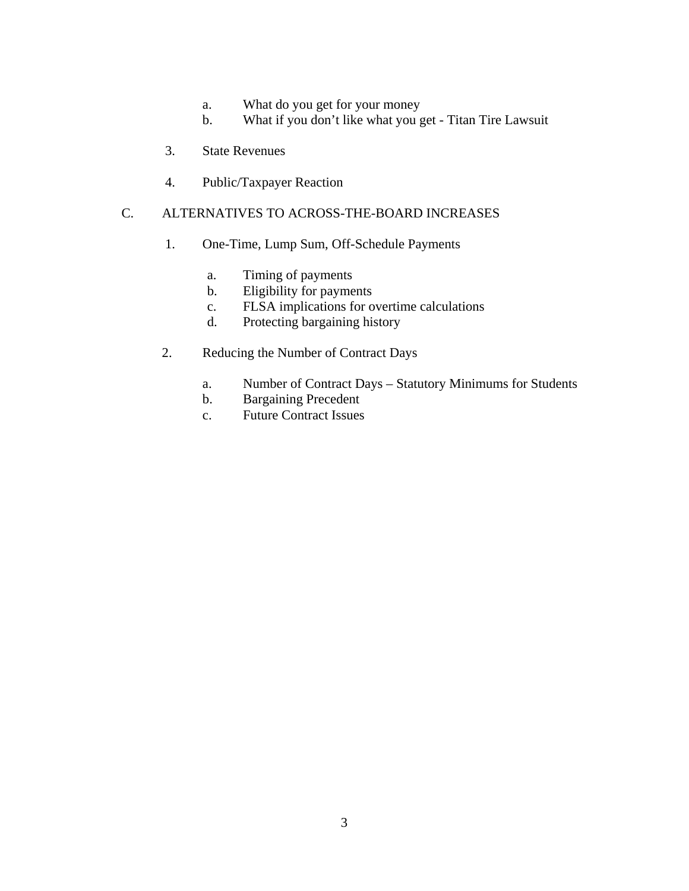a. What do you get for your money
   b. What if you don't like what you get - Titan Tire Lawsuit

3. State Revenues

4. Public/Taxpayer Reaction

C. ALTERNATIVES TO ACROSS-THE-BOARD INCREASES

1. One-Time, Lump Sum, Off-Schedule Payments

   a. Timing of payments
   b. Eligibility for payments
   c. FLSA implications for overtime calculations
   d. Protecting bargaining history

2. Reducing the Number of Contract Days

   a. Number of Contract Days – Statutory Minimums for Students
   b. Bargaining Precedent
   c. Future Contract Issues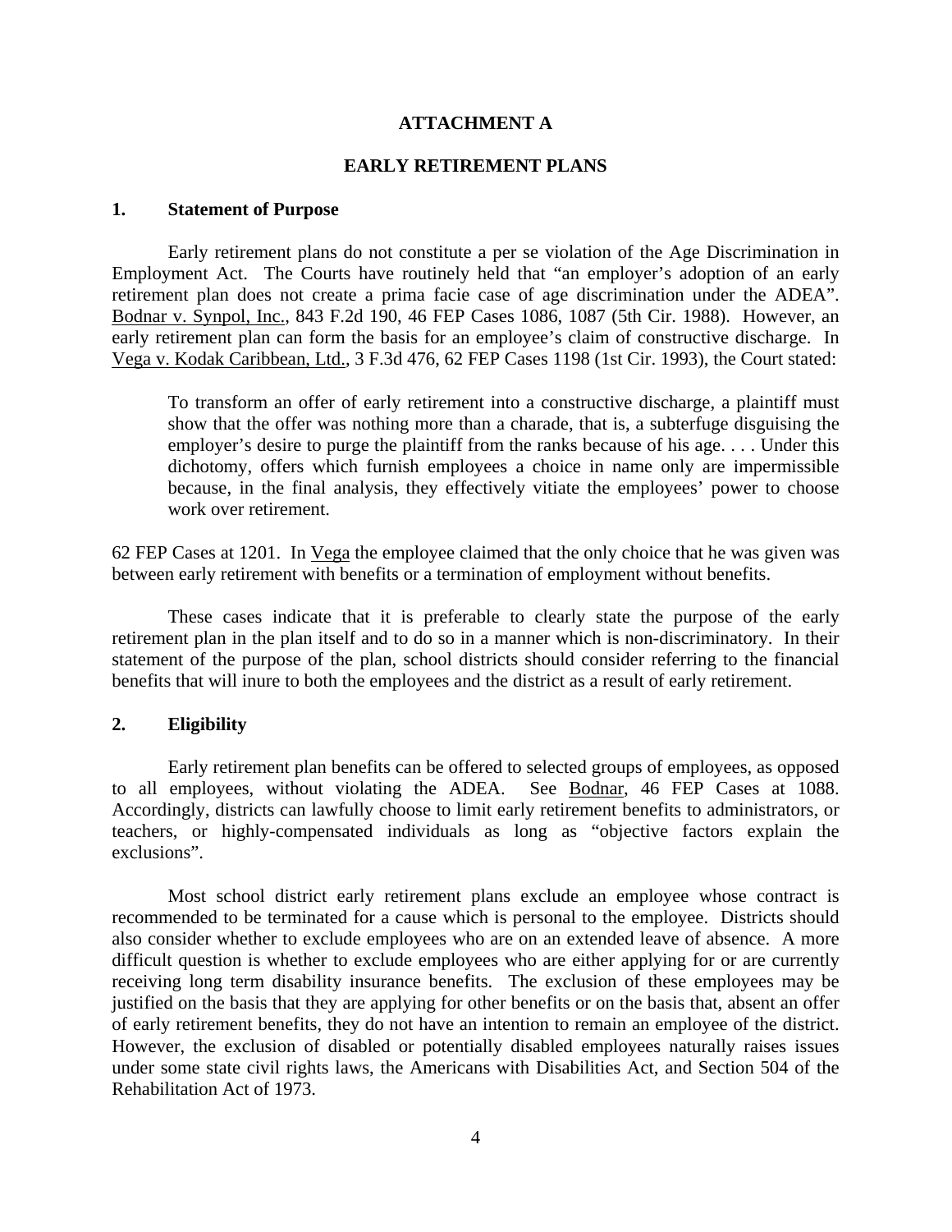# ATTACHMENT A

## EARLY RETIREMENT PLANS

### 1. Statement of Purpose

Early retirement plans do not constitute a per se violation of the Age Discrimination in Employment Act. The Courts have routinely held that "an employer's adoption of an early retirement plan does not create a prima facie case of age discrimination under the ADEA". Bodnar v. Synpol, Inc., 843 F.2d 190, 46 FEP Cases 1086, 1087 (5th Cir. 1988). However, an early retirement plan can form the basis for an employee's claim of constructive discharge. In Vega v. Kodak Caribbean, Ltd., 3 F.3d 476, 62 FEP Cases 1198 (1st Cir. 1993), the Court stated:

> To transform an offer of early retirement into a constructive discharge, a plaintiff must show that the offer was nothing more than a charade, that is, a subterfuge disguising the employer's desire to purge the plaintiff from the ranks because of his age. . . . Under this dichotomy, offers which furnish employees a choice in name only are impermissible because, in the final analysis, they effectively vitiate the employees' power to choose work over retirement.

62 FEP Cases at 1201. In Vega the employee claimed that the only choice that he was given was between early retirement with benefits or a termination of employment without benefits.

These cases indicate that it is preferable to clearly state the purpose of the early retirement plan in the plan itself and to do so in a manner which is non-discriminatory. In their statement of the purpose of the plan, school districts should consider referring to the financial benefits that will inure to both the employees and the district as a result of early retirement.

### 2. Eligibility

Early retirement plan benefits can be offered to selected groups of employees, as opposed to all employees, without violating the ADEA. See Bodnar, 46 FEP Cases at 1088. Accordingly, districts can lawfully choose to limit early retirement benefits to administrators, or teachers, or highly-compensated individuals as long as "objective factors explain the exclusions".

Most school district early retirement plans exclude an employee whose contract is recommended to be terminated for a cause which is personal to the employee. Districts should also consider whether to exclude employees who are on an extended leave of absence. A more difficult question is whether to exclude employees who are either applying for or are currently receiving long term disability insurance benefits. The exclusion of these employees may be justified on the basis that they are applying for other benefits or on the basis that, absent an offer of early retirement benefits, they do not have an intention to remain an employee of the district. However, the exclusion of disabled or potentially disabled employees naturally raises issues under some state civil rights laws, the Americans with Disabilities Act, and Section 504 of the Rehabilitation Act of 1973.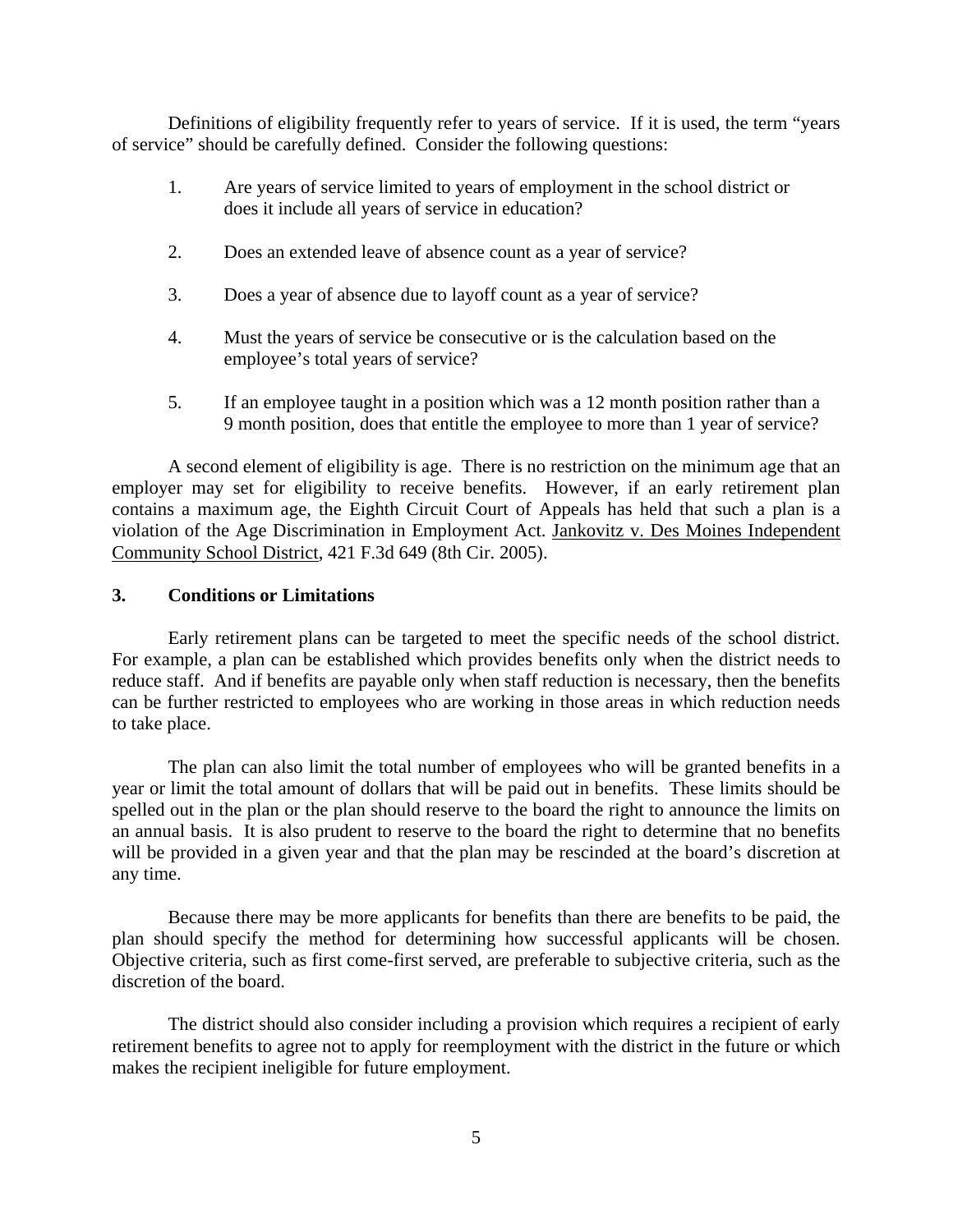Definitions of eligibility frequently refer to years of service. If it is used, the term "years of service" should be carefully defined. Consider the following questions:

1. Are years of service limited to years of employment in the school district or does it include all years of service in education?

2. Does an extended leave of absence count as a year of service?

3. Does a year of absence due to layoff count as a year of service?

4. Must the years of service be consecutive or is the calculation based on the employee's total years of service?

5. If an employee taught in a position which was a 12 month position rather than a 9 month position, does that entitle the employee to more than 1 year of service?

A second element of eligibility is age. There is no restriction on the minimum age that an employer may set for eligibility to receive benefits. However, if an early retirement plan contains a maximum age, the Eighth Circuit Court of Appeals has held that such a plan is a violation of the Age Discrimination in Employment Act. Jankovitz v. Des Moines Independent Community School District, 421 F.3d 649 (8th Cir. 2005).

### 3. Conditions or Limitations

Early retirement plans can be targeted to meet the specific needs of the school district. For example, a plan can be established which provides benefits only when the district needs to reduce staff. And if benefits are payable only when staff reduction is necessary, then the benefits can be further restricted to employees who are working in those areas in which reduction needs to take place.

The plan can also limit the total number of employees who will be granted benefits in a year or limit the total amount of dollars that will be paid out in benefits. These limits should be spelled out in the plan or the plan should reserve to the board the right to announce the limits on an annual basis. It is also prudent to reserve to the board the right to determine that no benefits will be provided in a given year and that the plan may be rescinded at the board's discretion at any time.

Because there may be more applicants for benefits than there are benefits to be paid, the plan should specify the method for determining how successful applicants will be chosen. Objective criteria, such as first come-first served, are preferable to subjective criteria, such as the discretion of the board.

The district should also consider including a provision which requires a recipient of early retirement benefits to agree not to apply for reemployment with the district in the future or which makes the recipient ineligible for future employment.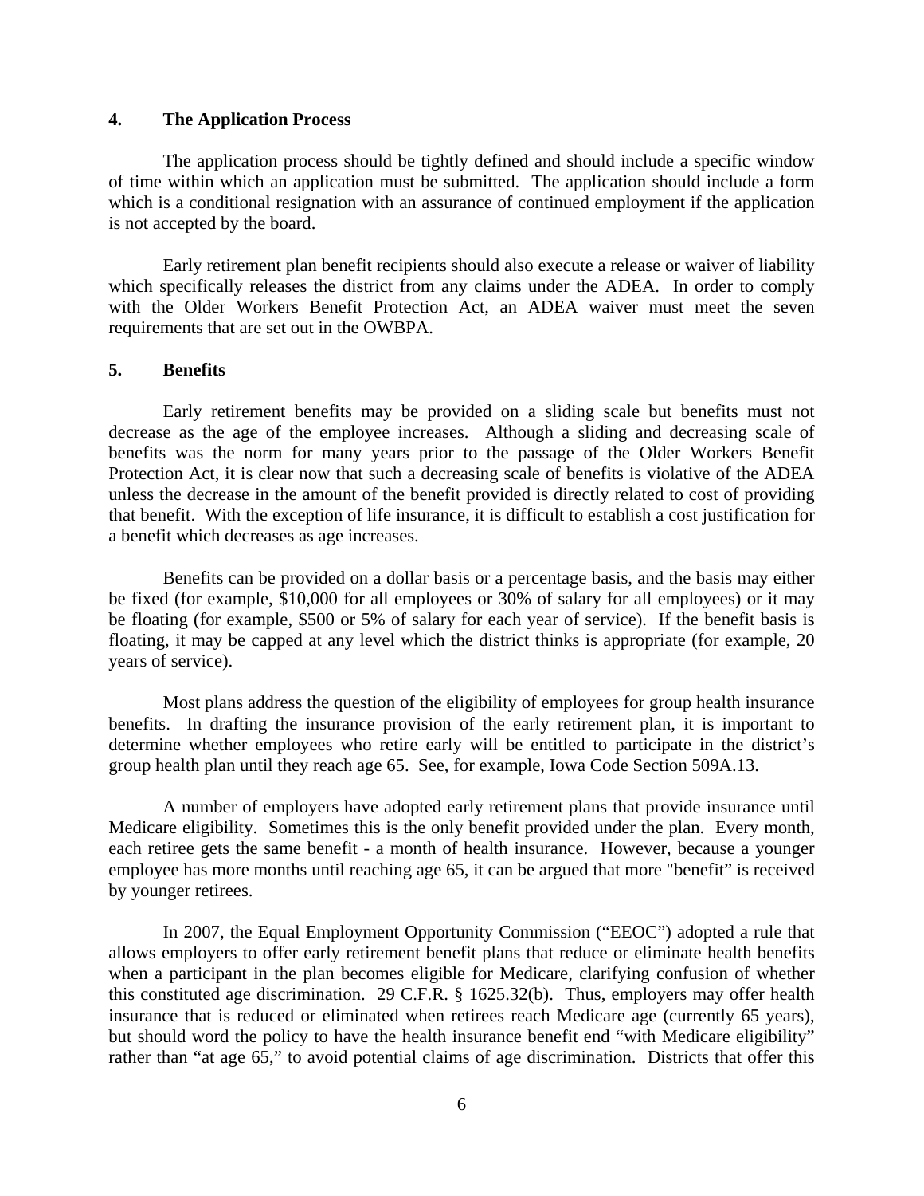### 4. The Application Process

The application process should be tightly defined and should include a specific window of time within which an application must be submitted. The application should include a form which is a conditional resignation with an assurance of continued employment if the application is not accepted by the board.

Early retirement plan benefit recipients should also execute a release or waiver of liability which specifically releases the district from any claims under the ADEA. In order to comply with the Older Workers Benefit Protection Act, an ADEA waiver must meet the seven requirements that are set out in the OWBPA.

### 5. Benefits

Early retirement benefits may be provided on a sliding scale but benefits must not decrease as the age of the employee increases. Although a sliding and decreasing scale of benefits was the norm for many years prior to the passage of the Older Workers Benefit Protection Act, it is clear now that such a decreasing scale of benefits is violative of the ADEA unless the decrease in the amount of the benefit provided is directly related to cost of providing that benefit. With the exception of life insurance, it is difficult to establish a cost justification for a benefit which decreases as age increases.

Benefits can be provided on a dollar basis or a percentage basis, and the basis may either be fixed (for example, $10,000 for all employees or 30% of salary for all employees) or it may be floating (for example, $500 or 5% of salary for each year of service). If the benefit basis is floating, it may be capped at any level which the district thinks is appropriate (for example, 20 years of service).

Most plans address the question of the eligibility of employees for group health insurance benefits. In drafting the insurance provision of the early retirement plan, it is important to determine whether employees who retire early will be entitled to participate in the district's group health plan until they reach age 65. See, for example, Iowa Code Section 509A.13.

A number of employers have adopted early retirement plans that provide insurance until Medicare eligibility. Sometimes this is the only benefit provided under the plan. Every month, each retiree gets the same benefit - a month of health insurance. However, because a younger employee has more months until reaching age 65, it can be argued that more "benefit" is received by younger retirees.

In 2007, the Equal Employment Opportunity Commission ("EEOC") adopted a rule that allows employers to offer early retirement benefit plans that reduce or eliminate health benefits when a participant in the plan becomes eligible for Medicare, clarifying confusion of whether this constituted age discrimination. 29 C.F.R. § 1625.32(b). Thus, employers may offer health insurance that is reduced or eliminated when retirees reach Medicare age (currently 65 years), but should word the policy to have the health insurance benefit end "with Medicare eligibility" rather than "at age 65," to avoid potential claims of age discrimination. Districts that offer this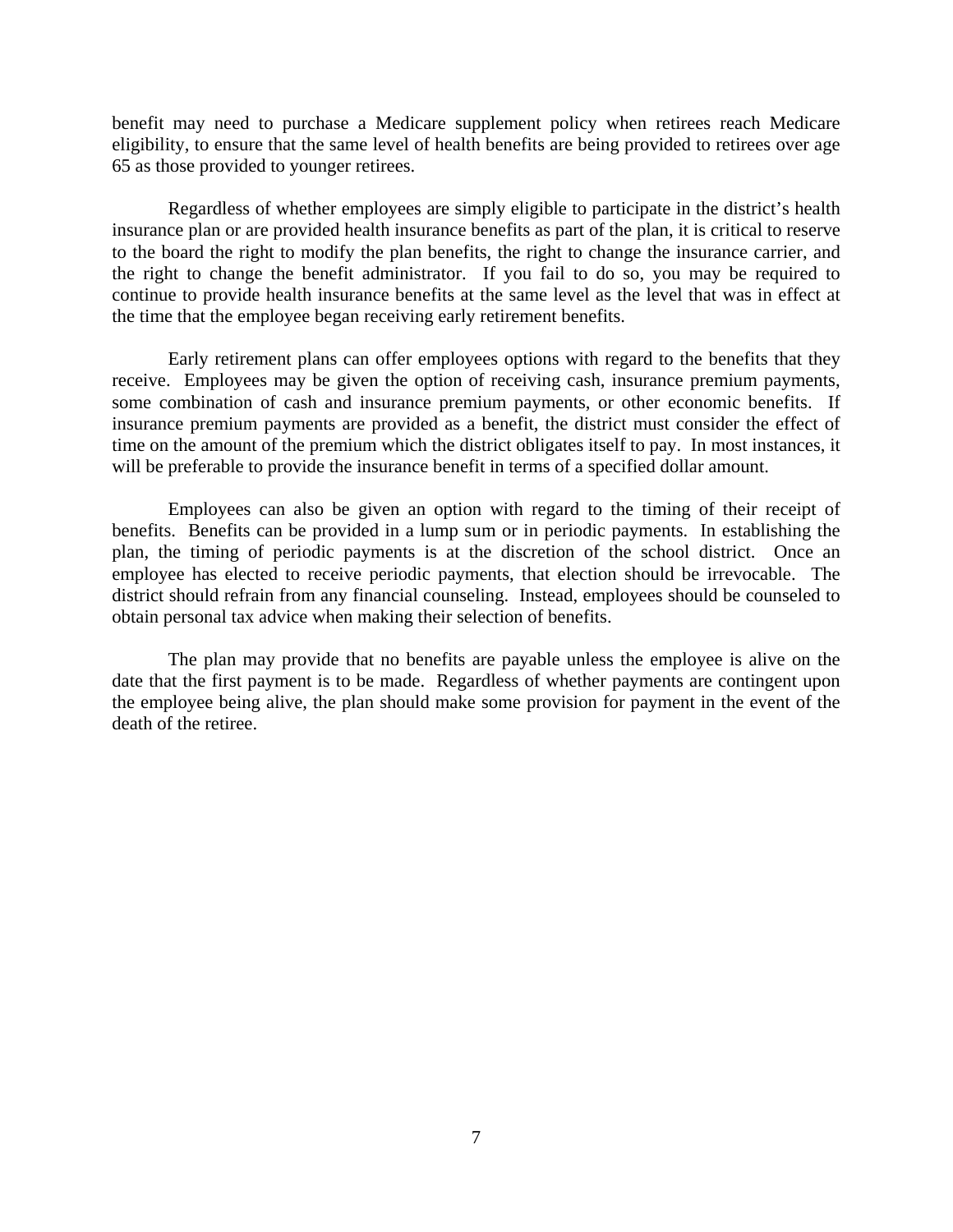benefit may need to purchase a Medicare supplement policy when retirees reach Medicare eligibility, to ensure that the same level of health benefits are being provided to retirees over age 65 as those provided to younger retirees.

Regardless of whether employees are simply eligible to participate in the district's health insurance plan or are provided health insurance benefits as part of the plan, it is critical to reserve to the board the right to modify the plan benefits, the right to change the insurance carrier, and the right to change the benefit administrator. If you fail to do so, you may be required to continue to provide health insurance benefits at the same level as the level that was in effect at the time that the employee began receiving early retirement benefits.

Early retirement plans can offer employees options with regard to the benefits that they receive. Employees may be given the option of receiving cash, insurance premium payments, some combination of cash and insurance premium payments, or other economic benefits. If insurance premium payments are provided as a benefit, the district must consider the effect of time on the amount of the premium which the district obligates itself to pay. In most instances, it will be preferable to provide the insurance benefit in terms of a specified dollar amount.

Employees can also be given an option with regard to the timing of their receipt of benefits. Benefits can be provided in a lump sum or in periodic payments. In establishing the plan, the timing of periodic payments is at the discretion of the school district. Once an employee has elected to receive periodic payments, that election should be irrevocable. The district should refrain from any financial counseling. Instead, employees should be counseled to obtain personal tax advice when making their selection of benefits.

The plan may provide that no benefits are payable unless the employee is alive on the date that the first payment is to be made. Regardless of whether payments are contingent upon the employee being alive, the plan should make some provision for payment in the event of the death of the retiree.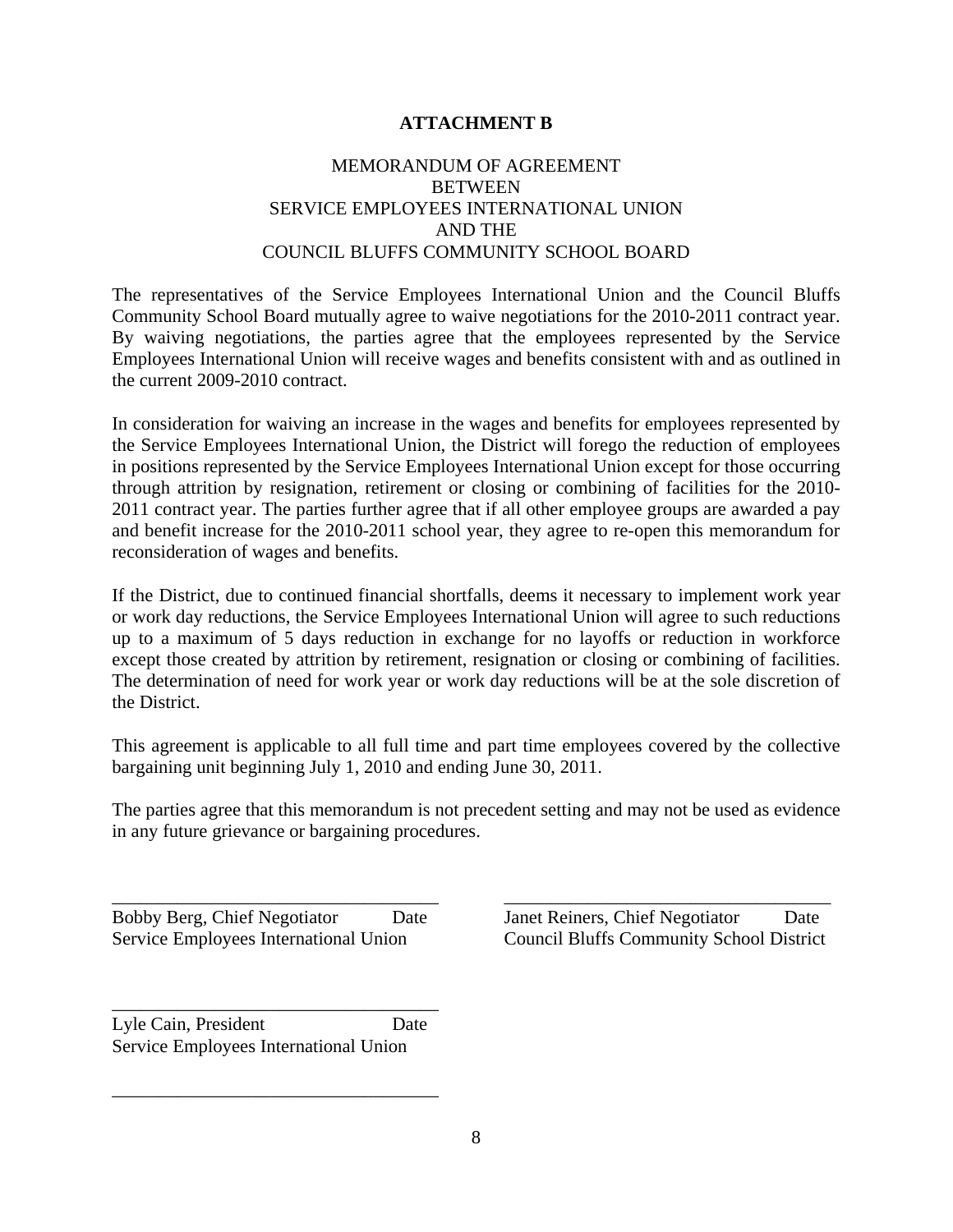**ATTACHMENT B**

MEMORANDUM OF AGREEMENT
BETWEEN
SERVICE EMPLOYEES INTERNATIONAL UNION
AND THE
COUNCIL BLUFFS COMMUNITY SCHOOL BOARD

The representatives of the Service Employees International Union and the Council Bluffs Community School Board mutually agree to waive negotiations for the 2010-2011 contract year. By waiving negotiations, the parties agree that the employees represented by the Service Employees International Union will receive wages and benefits consistent with and as outlined in the current 2009-2010 contract.

In consideration for waiving an increase in the wages and benefits for employees represented by the Service Employees International Union, the District will forego the reduction of employees in positions represented by the Service Employees International Union except for those occurring through attrition by resignation, retirement or closing or combining of facilities for the 2010-2011 contract year. The parties further agree that if all other employee groups are awarded a pay and benefit increase for the 2010-2011 school year, they agree to re-open this memorandum for reconsideration of wages and benefits.

If the District, due to continued financial shortfalls, deems it necessary to implement work year or work day reductions, the Service Employees International Union will agree to such reductions up to a maximum of 5 days reduction in exchange for no layoffs or reduction in workforce except those created by attrition by retirement, resignation or closing or combining of facilities. The determination of need for work year or work day reductions will be at the sole discretion of the District.

This agreement is applicable to all full time and part time employees covered by the collective bargaining unit beginning July 1, 2010 and ending June 30, 2011.

The parties agree that this memorandum is not precedent setting and may not be used as evidence in any future grievance or bargaining procedures.

___________________________________
Bobby Berg, Chief Negotiator Date
Service Employees International Union

___________________________________
Janet Reiners, Chief Negotiator Date
Council Bluffs Community School District

___________________________________
Lyle Cain, President Date
Service Employees International Union

___________________________________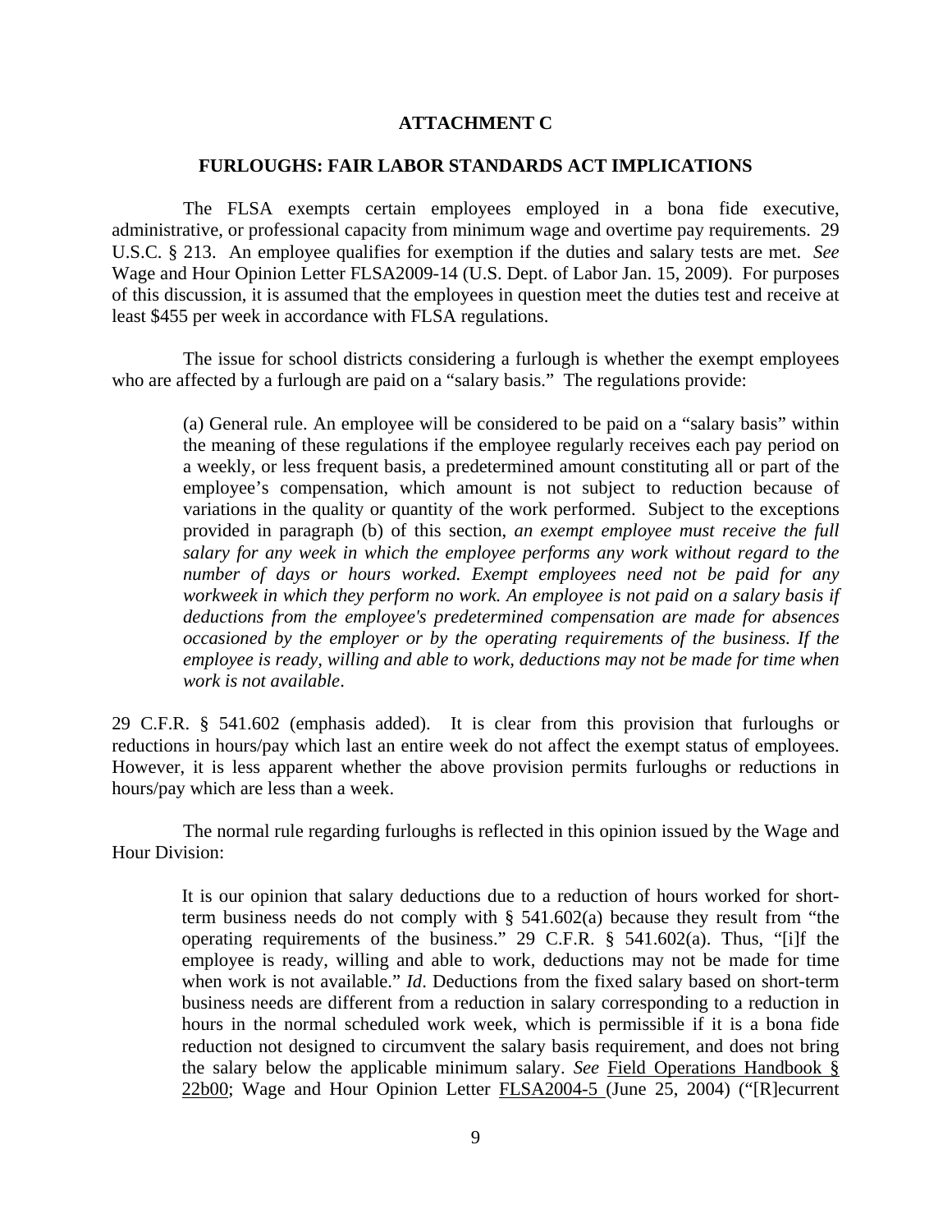**ATTACHMENT C**

**FURLOUGHS: FAIR LABOR STANDARDS ACT IMPLICATIONS**

The FLSA exempts certain employees employed in a bona fide executive, administrative, or professional capacity from minimum wage and overtime pay requirements. 29 U.S.C. § 213. An employee qualifies for exemption if the duties and salary tests are met. *See* Wage and Hour Opinion Letter FLSA2009-14 (U.S. Dept. of Labor Jan. 15, 2009). For purposes of this discussion, it is assumed that the employees in question meet the duties test and receive at least $455 per week in accordance with FLSA regulations.

The issue for school districts considering a furlough is whether the exempt employees who are affected by a furlough are paid on a "salary basis." The regulations provide:

> (a) General rule. An employee will be considered to be paid on a "salary basis" within the meaning of these regulations if the employee regularly receives each pay period on a weekly, or less frequent basis, a predetermined amount constituting all or part of the employee's compensation, which amount is not subject to reduction because of variations in the quality or quantity of the work performed. Subject to the exceptions provided in paragraph (b) of this section, *an exempt employee must receive the full salary for any week in which the employee performs any work without regard to the number of days or hours worked. Exempt employees need not be paid for any workweek in which they perform no work. An employee is not paid on a salary basis if deductions from the employee's predetermined compensation are made for absences occasioned by the employer or by the operating requirements of the business. If the employee is ready, willing and able to work, deductions may not be made for time when work is not available*.

29 C.F.R. § 541.602 (emphasis added). It is clear from this provision that furloughs or reductions in hours/pay which last an entire week do not affect the exempt status of employees. However, it is less apparent whether the above provision permits furloughs or reductions in hours/pay which are less than a week.

The normal rule regarding furloughs is reflected in this opinion issued by the Wage and Hour Division:

> It is our opinion that salary deductions due to a reduction of hours worked for short-term business needs do not comply with § 541.602(a) because they result from "the operating requirements of the business." 29 C.F.R. § 541.602(a). Thus, "[i]f the employee is ready, willing and able to work, deductions may not be made for time when work is not available." *Id*. Deductions from the fixed salary based on short-term business needs are different from a reduction in salary corresponding to a reduction in hours in the normal scheduled work week, which is permissible if it is a bona fide reduction not designed to circumvent the salary basis requirement, and does not bring the salary below the applicable minimum salary. *See* Field Operations Handbook § 22b00; Wage and Hour Opinion Letter FLSA2004-5 (June 25, 2004) ("[R]ecurrent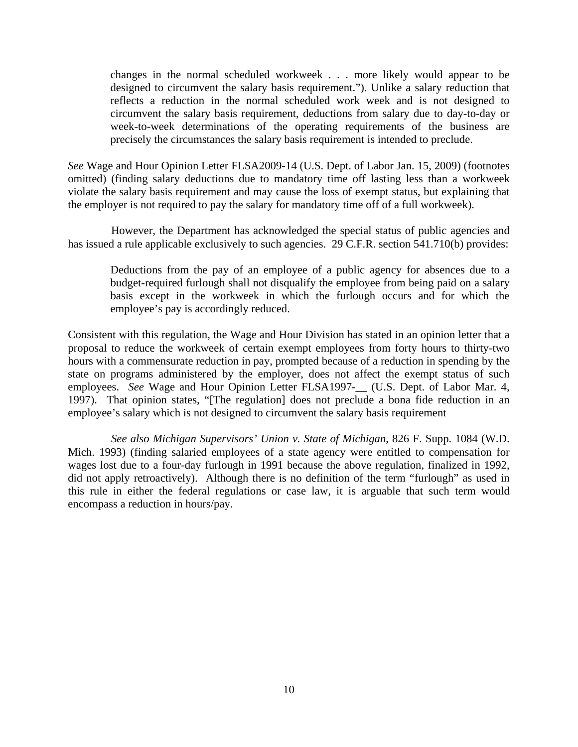> changes in the normal scheduled workweek . . . more likely would appear to be designed to circumvent the salary basis requirement."). Unlike a salary reduction that reflects a reduction in the normal scheduled work week and is not designed to circumvent the salary basis requirement, deductions from salary due to day-to-day or week-to-week determinations of the operating requirements of the business are precisely the circumstances the salary basis requirement is intended to preclude.

*See* Wage and Hour Opinion Letter FLSA2009-14 (U.S. Dept. of Labor Jan. 15, 2009) (footnotes omitted) (finding salary deductions due to mandatory time off lasting less than a workweek violate the salary basis requirement and may cause the loss of exempt status, but explaining that the employer is not required to pay the salary for mandatory time off of a full workweek).

However, the Department has acknowledged the special status of public agencies and has issued a rule applicable exclusively to such agencies. 29 C.F.R. section 541.710(b) provides:

> Deductions from the pay of an employee of a public agency for absences due to a budget-required furlough shall not disqualify the employee from being paid on a salary basis except in the workweek in which the furlough occurs and for which the employee's pay is accordingly reduced.

Consistent with this regulation, the Wage and Hour Division has stated in an opinion letter that a proposal to reduce the workweek of certain exempt employees from forty hours to thirty-two hours with a commensurate reduction in pay, prompted because of a reduction in spending by the state on programs administered by the employer, does not affect the exempt status of such employees. *See* Wage and Hour Opinion Letter FLSA1997-__ (U.S. Dept. of Labor Mar. 4, 1997). That opinion states, "[The regulation] does not preclude a bona fide reduction in an employee's salary which is not designed to circumvent the salary basis requirement

*See also Michigan Supervisors' Union v. State of Michigan*, 826 F. Supp. 1084 (W.D. Mich. 1993) (finding salaried employees of a state agency were entitled to compensation for wages lost due to a four-day furlough in 1991 because the above regulation, finalized in 1992, did not apply retroactively). Although there is no definition of the term "furlough" as used in this rule in either the federal regulations or case law, it is arguable that such term would encompass a reduction in hours/pay.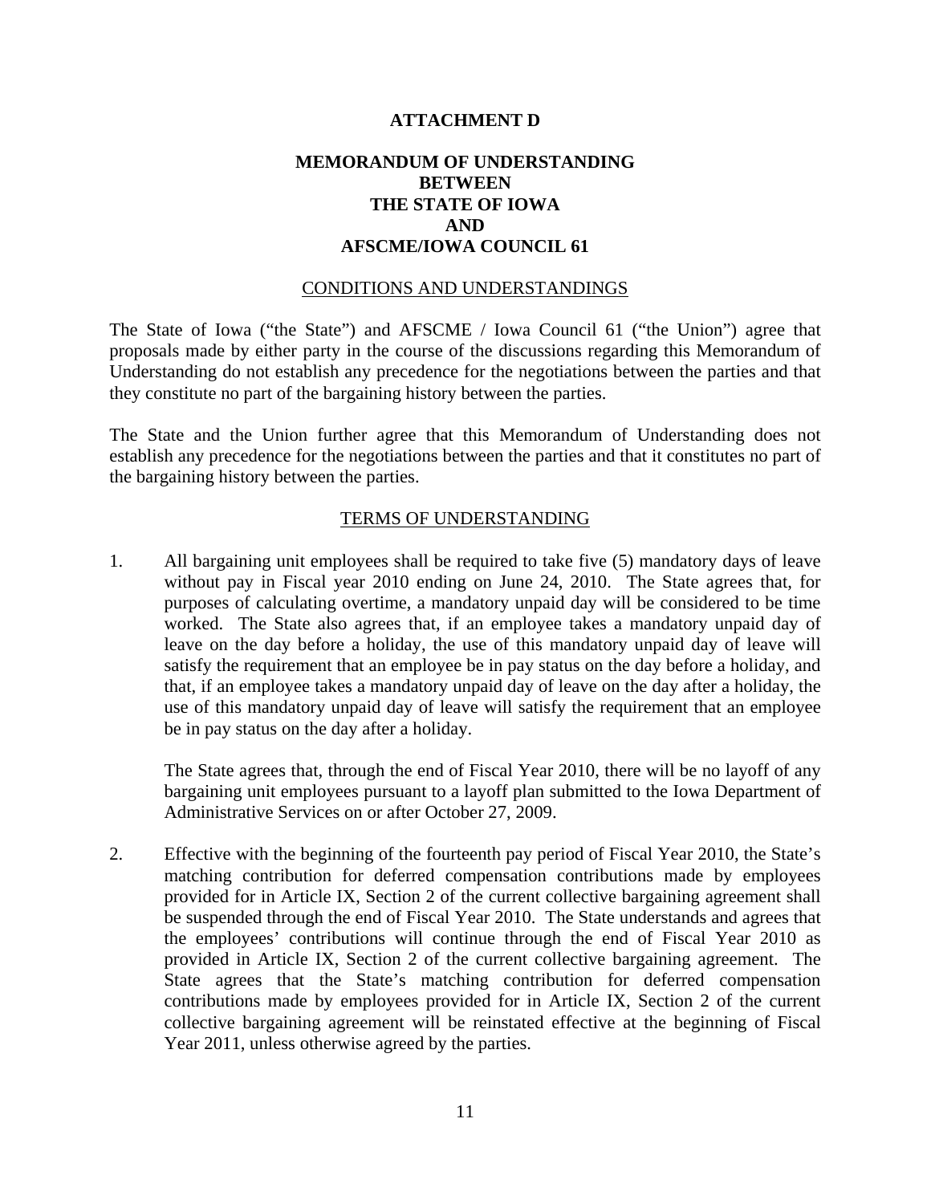**ATTACHMENT D**

**MEMORANDUM OF UNDERSTANDING**
**BETWEEN**
**THE STATE OF IOWA**
**AND**
**AFSCME/IOWA COUNCIL 61**

CONDITIONS AND UNDERSTANDINGS

The State of Iowa ("the State") and AFSCME / Iowa Council 61 ("the Union") agree that proposals made by either party in the course of the discussions regarding this Memorandum of Understanding do not establish any precedence for the negotiations between the parties and that they constitute no part of the bargaining history between the parties.

The State and the Union further agree that this Memorandum of Understanding does not establish any precedence for the negotiations between the parties and that it constitutes no part of the bargaining history between the parties.

TERMS OF UNDERSTANDING

1. All bargaining unit employees shall be required to take five (5) mandatory days of leave without pay in Fiscal year 2010 ending on June 24, 2010. The State agrees that, for purposes of calculating overtime, a mandatory unpaid day will be considered to be time worked. The State also agrees that, if an employee takes a mandatory unpaid day of leave on the day before a holiday, the use of this mandatory unpaid day of leave will satisfy the requirement that an employee be in pay status on the day before a holiday, and that, if an employee takes a mandatory unpaid day of leave on the day after a holiday, the use of this mandatory unpaid day of leave will satisfy the requirement that an employee be in pay status on the day after a holiday.

   The State agrees that, through the end of Fiscal Year 2010, there will be no layoff of any bargaining unit employees pursuant to a layoff plan submitted to the Iowa Department of Administrative Services on or after October 27, 2009.

2. Effective with the beginning of the fourteenth pay period of Fiscal Year 2010, the State's matching contribution for deferred compensation contributions made by employees provided for in Article IX, Section 2 of the current collective bargaining agreement shall be suspended through the end of Fiscal Year 2010. The State understands and agrees that the employees' contributions will continue through the end of Fiscal Year 2010 as provided in Article IX, Section 2 of the current collective bargaining agreement. The State agrees that the State's matching contribution for deferred compensation contributions made by employees provided for in Article IX, Section 2 of the current collective bargaining agreement will be reinstated effective at the beginning of Fiscal Year 2011, unless otherwise agreed by the parties.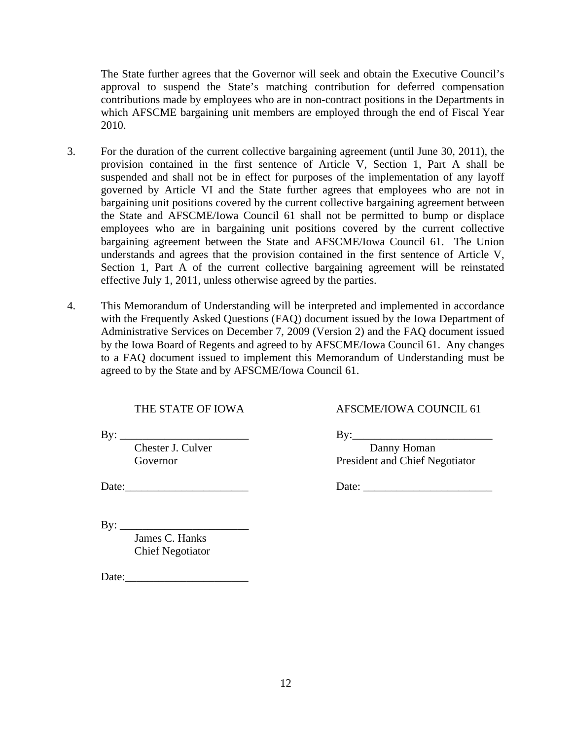The State further agrees that the Governor will seek and obtain the Executive Council's approval to suspend the State's matching contribution for deferred compensation contributions made by employees who are in non-contract positions in the Departments in which AFSCME bargaining unit members are employed through the end of Fiscal Year 2010.

3. For the duration of the current collective bargaining agreement (until June 30, 2011), the provision contained in the first sentence of Article V, Section 1, Part A shall be suspended and shall not be in effect for purposes of the implementation of any layoff governed by Article VI and the State further agrees that employees who are not in bargaining unit positions covered by the current collective bargaining agreement between the State and AFSCME/Iowa Council 61 shall not be permitted to bump or displace employees who are in bargaining unit positions covered by the current collective bargaining agreement between the State and AFSCME/Iowa Council 61. The Union understands and agrees that the provision contained in the first sentence of Article V, Section 1, Part A of the current collective bargaining agreement will be reinstated effective July 1, 2011, unless otherwise agreed by the parties.

4. This Memorandum of Understanding will be interpreted and implemented in accordance with the Frequently Asked Questions (FAQ) document issued by the Iowa Department of Administrative Services on December 7, 2009 (Version 2) and the FAQ document issued by the Iowa Board of Regents and agreed to by AFSCME/Iowa Council 61. Any changes to a FAQ document issued to implement this Memorandum of Understanding must be agreed to by the State and by AFSCME/Iowa Council 61.

THE STATE OF IOWA

By: _______________________
Chester J. Culver
Governor

Date:______________________

By: _______________________
James C. Hanks
Chief Negotiator

Date:______________________

AFSCME/IOWA COUNCIL 61

By:_________________________
Danny Homan
President and Chief Negotiator

Date: _______________________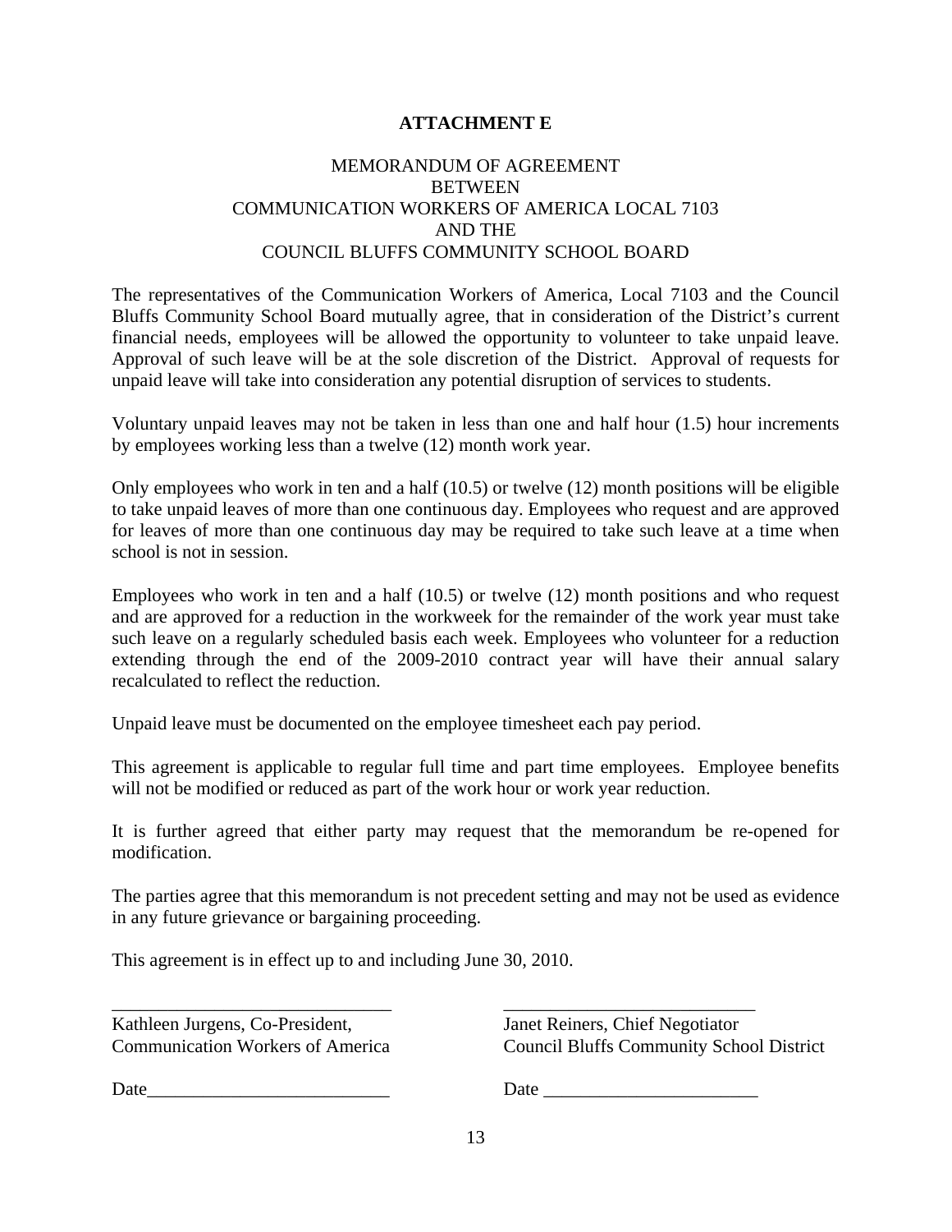**ATTACHMENT E**

MEMORANDUM OF AGREEMENT
BETWEEN
COMMUNICATION WORKERS OF AMERICA LOCAL 7103
AND THE
COUNCIL BLUFFS COMMUNITY SCHOOL BOARD

The representatives of the Communication Workers of America, Local 7103 and the Council Bluffs Community School Board mutually agree, that in consideration of the District's current financial needs, employees will be allowed the opportunity to volunteer to take unpaid leave. Approval of such leave will be at the sole discretion of the District. Approval of requests for unpaid leave will take into consideration any potential disruption of services to students.

Voluntary unpaid leaves may not be taken in less than one and half hour (1.5) hour increments by employees working less than a twelve (12) month work year.

Only employees who work in ten and a half (10.5) or twelve (12) month positions will be eligible to take unpaid leaves of more than one continuous day. Employees who request and are approved for leaves of more than one continuous day may be required to take such leave at a time when school is not in session.

Employees who work in ten and a half (10.5) or twelve (12) month positions and who request and are approved for a reduction in the workweek for the remainder of the work year must take such leave on a regularly scheduled basis each week. Employees who volunteer for a reduction extending through the end of the 2009-2010 contract year will have their annual salary recalculated to reflect the reduction.

Unpaid leave must be documented on the employee timesheet each pay period.

This agreement is applicable to regular full time and part time employees. Employee benefits will not be modified or reduced as part of the work hour or work year reduction.

It is further agreed that either party may request that the memorandum be re-opened for modification.

The parties agree that this memorandum is not precedent setting and may not be used as evidence in any future grievance or bargaining proceeding.

This agreement is in effect up to and including June 30, 2010.

______________________________
Kathleen Jurgens, Co-President,
Communication Workers of America

Date__________________________

______________________________
Janet Reiners, Chief Negotiator
Council Bluffs Community School District

Date __________________________